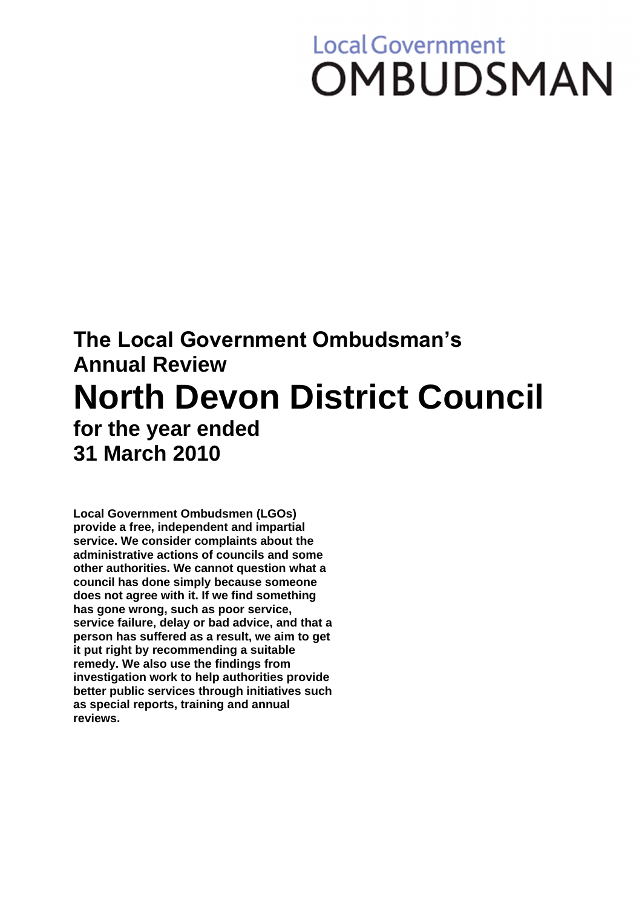Local Government
OMBUDSMAN

# The Local Government Ombudsman's Annual Review

# North Devon District Council

## for the year ended 31 March 2010

**Local Government Ombudsmen (LGOs) provide a free, independent and impartial service. We consider complaints about the administrative actions of councils and some other authorities. We cannot question what a council has done simply because someone does not agree with it. If we find something has gone wrong, such as poor service, service failure, delay or bad advice, and that a person has suffered as a result, we aim to get it put right by recommending a suitable remedy. We also use the findings from investigation work to help authorities provide better public services through initiatives such as special reports, training and annual reviews.**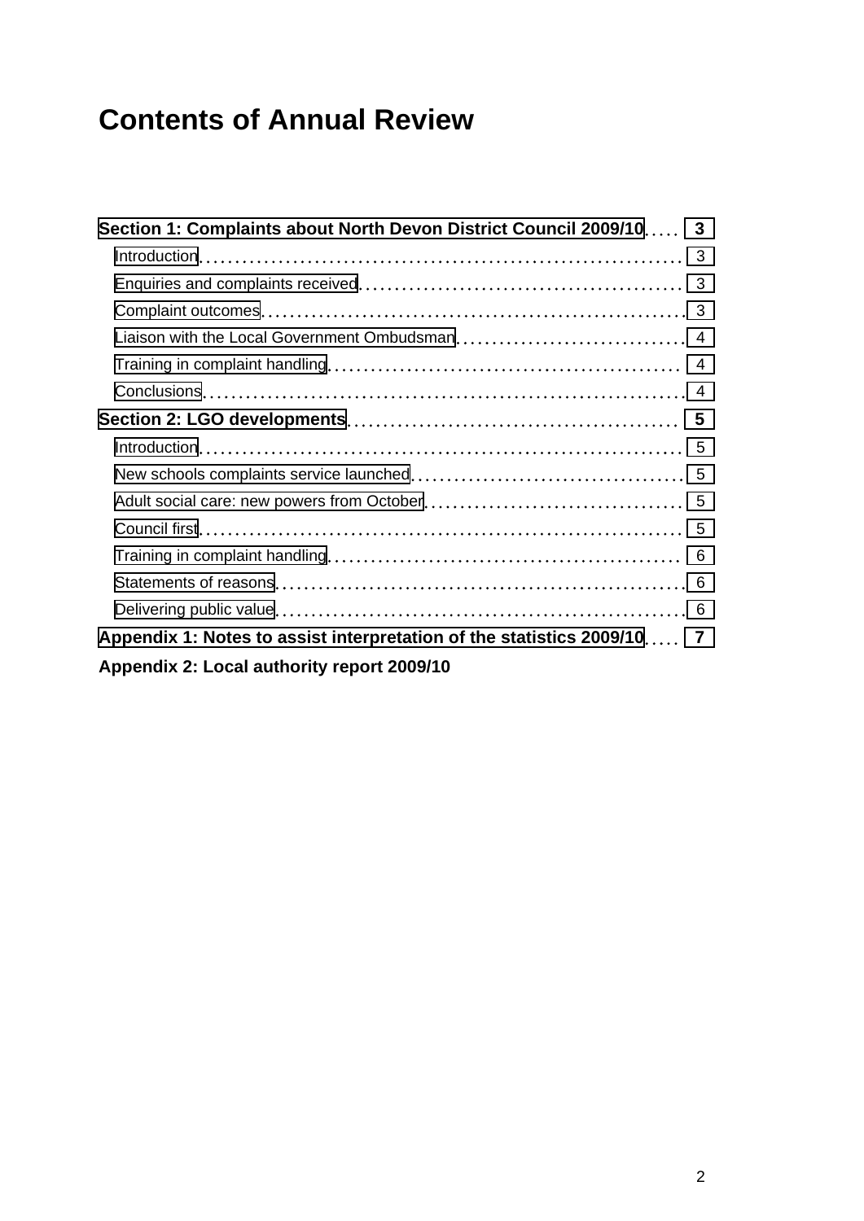# Contents of Annual Review

**Section 1: Complaints about North Devon District Council 2009/10** .... **3**

- Introduction .... 3
- Enquiries and complaints received .... 3
- Complaint outcomes .... 3
- Liaison with the Local Government Ombudsman .... 4
- Training in complaint handling .... 4
- Conclusions .... 4

**Section 2: LGO developments** .... **5**

- Introduction .... 5
- New schools complaints service launched .... 5
- Adult social care: new powers from October .... 5
- Council first .... 5
- Training in complaint handling .... 6
- Statements of reasons .... 6
- Delivering public value .... 6

**Appendix 1: Notes to assist interpretation of the statistics 2009/10** .... **7**

**Appendix 2: Local authority report 2009/10**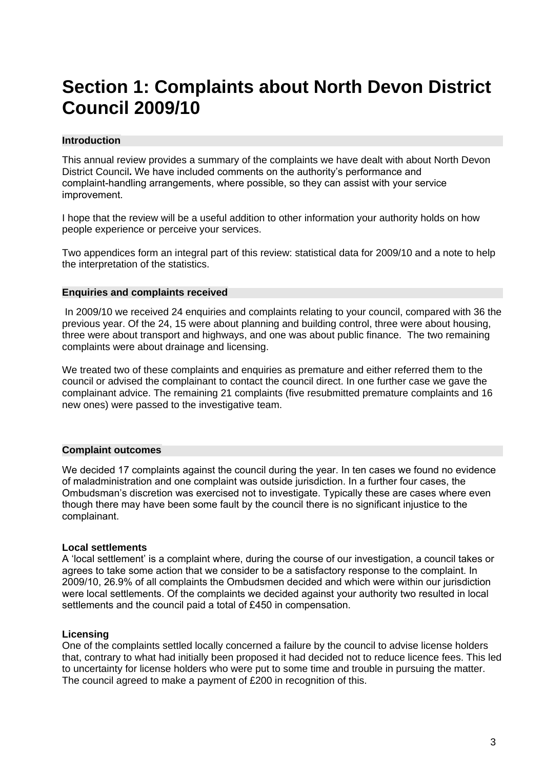# Section 1: Complaints about North Devon District Council 2009/10

## Introduction

This annual review provides a summary of the complaints we have dealt with about North Devon District Council**.** We have included comments on the authority's performance and complaint-handling arrangements, where possible, so they can assist with your service improvement.

I hope that the review will be a useful addition to other information your authority holds on how people experience or perceive your services.

Two appendices form an integral part of this review: statistical data for 2009/10 and a note to help the interpretation of the statistics.

## Enquiries and complaints received

In 2009/10 we received 24 enquiries and complaints relating to your council, compared with 36 the previous year. Of the 24, 15 were about planning and building control, three were about housing, three were about transport and highways, and one was about public finance. The two remaining complaints were about drainage and licensing.

We treated two of these complaints and enquiries as premature and either referred them to the council or advised the complainant to contact the council direct. In one further case we gave the complainant advice. The remaining 21 complaints (five resubmitted premature complaints and 16 new ones) were passed to the investigative team.

## Complaint outcomes

We decided 17 complaints against the council during the year. In ten cases we found no evidence of maladministration and one complaint was outside jurisdiction. In a further four cases, the Ombudsman's discretion was exercised not to investigate. Typically these are cases where even though there may have been some fault by the council there is no significant injustice to the complainant.

### Local settlements

A 'local settlement' is a complaint where, during the course of our investigation, a council takes or agrees to take some action that we consider to be a satisfactory response to the complaint. In 2009/10, 26.9% of all complaints the Ombudsmen decided and which were within our jurisdiction were local settlements. Of the complaints we decided against your authority two resulted in local settlements and the council paid a total of £450 in compensation.

### Licensing

One of the complaints settled locally concerned a failure by the council to advise license holders that, contrary to what had initially been proposed it had decided not to reduce licence fees. This led to uncertainty for license holders who were put to some time and trouble in pursuing the matter. The council agreed to make a payment of £200 in recognition of this.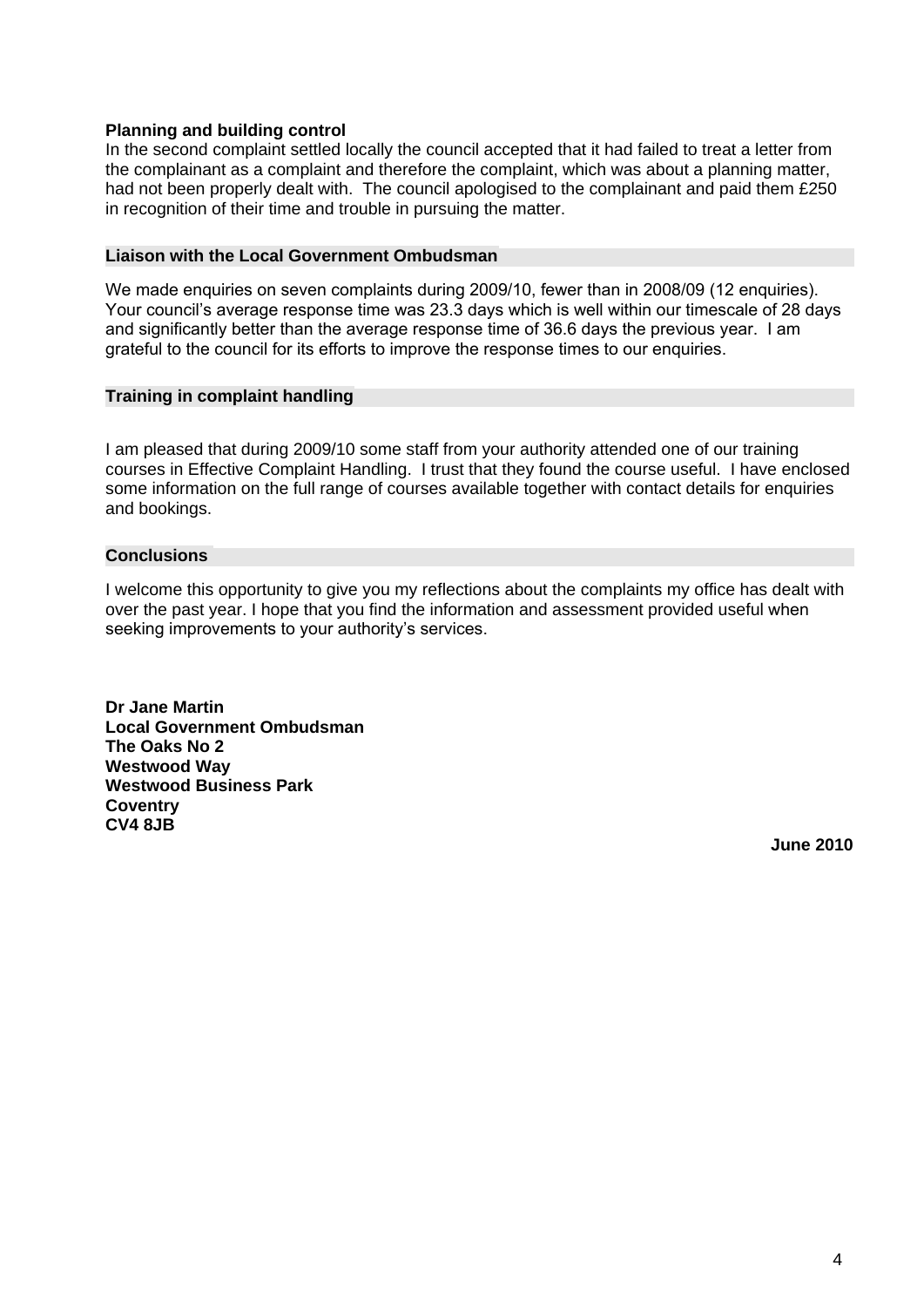### Planning and building control

In the second complaint settled locally the council accepted that it had failed to treat a letter from the complainant as a complaint and therefore the complaint, which was about a planning matter, had not been properly dealt with. The council apologised to the complainant and paid them £250 in recognition of their time and trouble in pursuing the matter.

## Liaison with the Local Government Ombudsman

We made enquiries on seven complaints during 2009/10, fewer than in 2008/09 (12 enquiries). Your council's average response time was 23.3 days which is well within our timescale of 28 days and significantly better than the average response time of 36.6 days the previous year. I am grateful to the council for its efforts to improve the response times to our enquiries.

## Training in complaint handling

I am pleased that during 2009/10 some staff from your authority attended one of our training courses in Effective Complaint Handling. I trust that they found the course useful. I have enclosed some information on the full range of courses available together with contact details for enquiries and bookings.

## Conclusions

I welcome this opportunity to give you my reflections about the complaints my office has dealt with over the past year. I hope that you find the information and assessment provided useful when seeking improvements to your authority's services.

**Dr Jane Martin**
**Local Government Ombudsman**
**The Oaks No 2**
**Westwood Way**
**Westwood Business Park**
**Coventry**
**CV4 8JB**

**June 2010**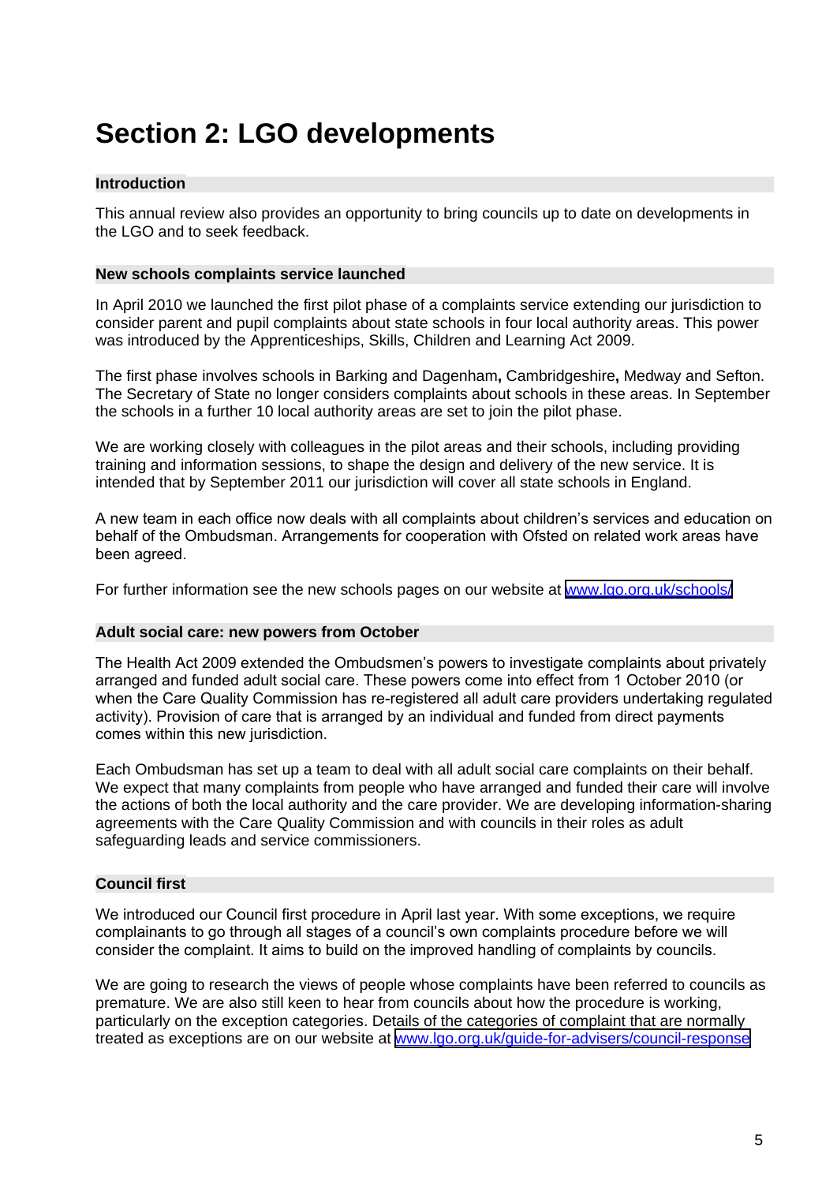# Section 2: LGO developments

### Introduction

This annual review also provides an opportunity to bring councils up to date on developments in the LGO and to seek feedback.

### New schools complaints service launched

In April 2010 we launched the first pilot phase of a complaints service extending our jurisdiction to consider parent and pupil complaints about state schools in four local authority areas. This power was introduced by the Apprenticeships, Skills, Children and Learning Act 2009.

The first phase involves schools in Barking and Dagenham**,** Cambridgeshire**,** Medway and Sefton. The Secretary of State no longer considers complaints about schools in these areas. In September the schools in a further 10 local authority areas are set to join the pilot phase.

We are working closely with colleagues in the pilot areas and their schools, including providing training and information sessions, to shape the design and delivery of the new service. It is intended that by September 2011 our jurisdiction will cover all state schools in England.

A new team in each office now deals with all complaints about children's services and education on behalf of the Ombudsman. Arrangements for cooperation with Ofsted on related work areas have been agreed.

For further information see the new schools pages on our website at www.lgo.org.uk/schools/

### Adult social care: new powers from October

The Health Act 2009 extended the Ombudsmen's powers to investigate complaints about privately arranged and funded adult social care. These powers come into effect from 1 October 2010 (or when the Care Quality Commission has re-registered all adult care providers undertaking regulated activity). Provision of care that is arranged by an individual and funded from direct payments comes within this new jurisdiction.

Each Ombudsman has set up a team to deal with all adult social care complaints on their behalf. We expect that many complaints from people who have arranged and funded their care will involve the actions of both the local authority and the care provider. We are developing information-sharing agreements with the Care Quality Commission and with councils in their roles as adult safeguarding leads and service commissioners.

### Council first

We introduced our Council first procedure in April last year. With some exceptions, we require complainants to go through all stages of a council's own complaints procedure before we will consider the complaint. It aims to build on the improved handling of complaints by councils.

We are going to research the views of people whose complaints have been referred to councils as premature. We are also still keen to hear from councils about how the procedure is working, particularly on the exception categories. Details of the categories of complaint that are normally treated as exceptions are on our website at www.lgo.org.uk/guide-for-advisers/council-response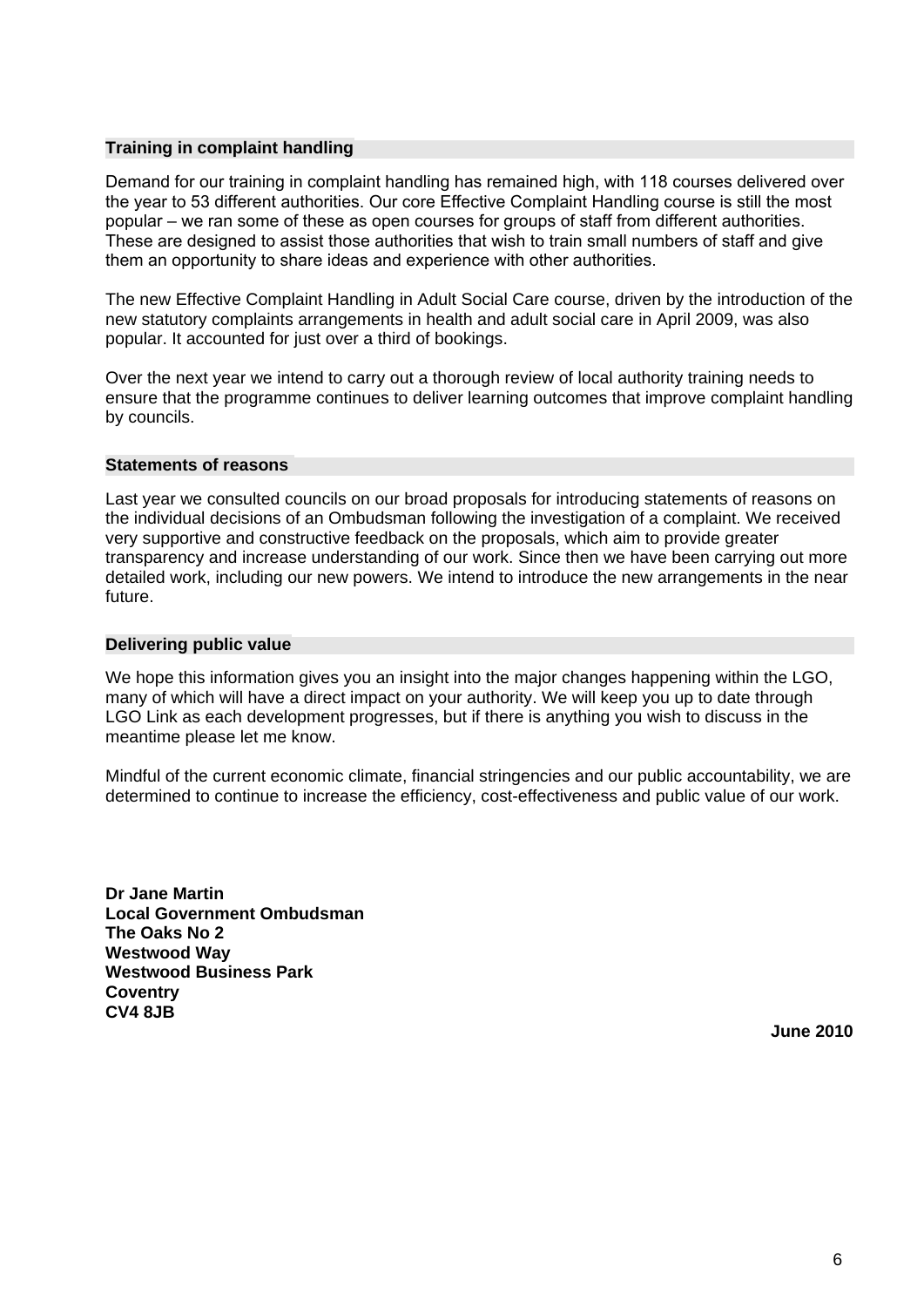## Training in complaint handling

Demand for our training in complaint handling has remained high, with 118 courses delivered over the year to 53 different authorities. Our core Effective Complaint Handling course is still the most popular – we ran some of these as open courses for groups of staff from different authorities. These are designed to assist those authorities that wish to train small numbers of staff and give them an opportunity to share ideas and experience with other authorities.

The new Effective Complaint Handling in Adult Social Care course, driven by the introduction of the new statutory complaints arrangements in health and adult social care in April 2009, was also popular. It accounted for just over a third of bookings.

Over the next year we intend to carry out a thorough review of local authority training needs to ensure that the programme continues to deliver learning outcomes that improve complaint handling by councils.

## Statements of reasons

Last year we consulted councils on our broad proposals for introducing statements of reasons on the individual decisions of an Ombudsman following the investigation of a complaint. We received very supportive and constructive feedback on the proposals, which aim to provide greater transparency and increase understanding of our work. Since then we have been carrying out more detailed work, including our new powers. We intend to introduce the new arrangements in the near future.

## Delivering public value

We hope this information gives you an insight into the major changes happening within the LGO, many of which will have a direct impact on your authority. We will keep you up to date through LGO Link as each development progresses, but if there is anything you wish to discuss in the meantime please let me know.

Mindful of the current economic climate, financial stringencies and our public accountability, we are determined to continue to increase the efficiency, cost-effectiveness and public value of our work.

**Dr Jane Martin**
**Local Government Ombudsman**
**The Oaks No 2**
**Westwood Way**
**Westwood Business Park**
**Coventry**
**CV4 8JB**

**June 2010**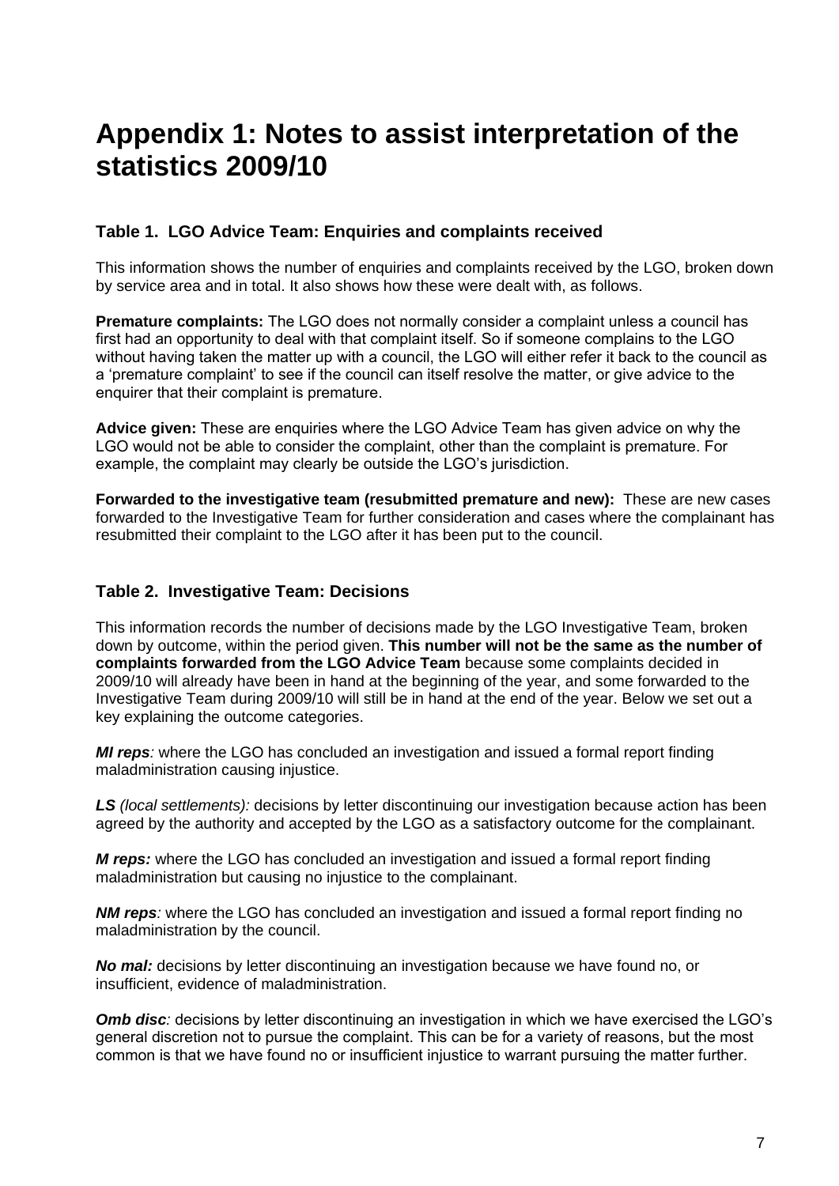# Appendix 1: Notes to assist interpretation of the statistics 2009/10

### Table 1. LGO Advice Team: Enquiries and complaints received

This information shows the number of enquiries and complaints received by the LGO, broken down by service area and in total. It also shows how these were dealt with, as follows.

**Premature complaints:** The LGO does not normally consider a complaint unless a council has first had an opportunity to deal with that complaint itself. So if someone complains to the LGO without having taken the matter up with a council, the LGO will either refer it back to the council as a 'premature complaint' to see if the council can itself resolve the matter, or give advice to the enquirer that their complaint is premature.

**Advice given:** These are enquiries where the LGO Advice Team has given advice on why the LGO would not be able to consider the complaint, other than the complaint is premature. For example, the complaint may clearly be outside the LGO's jurisdiction.

**Forwarded to the investigative team (resubmitted premature and new):** These are new cases forwarded to the Investigative Team for further consideration and cases where the complainant has resubmitted their complaint to the LGO after it has been put to the council.

### Table 2. Investigative Team: Decisions

This information records the number of decisions made by the LGO Investigative Team, broken down by outcome, within the period given. **This number will not be the same as the number of complaints forwarded from the LGO Advice Team** because some complaints decided in 2009/10 will already have been in hand at the beginning of the year, and some forwarded to the Investigative Team during 2009/10 will still be in hand at the end of the year. Below we set out a key explaining the outcome categories.

***MI reps***: where the LGO has concluded an investigation and issued a formal report finding maladministration causing injustice.

***LS** (local settlements):* decisions by letter discontinuing our investigation because action has been agreed by the authority and accepted by the LGO as a satisfactory outcome for the complainant.

***M reps:*** where the LGO has concluded an investigation and issued a formal report finding maladministration but causing no injustice to the complainant.

***NM reps***: where the LGO has concluded an investigation and issued a formal report finding no maladministration by the council.

***No mal:*** decisions by letter discontinuing an investigation because we have found no, or insufficient, evidence of maladministration.

***Omb disc***: decisions by letter discontinuing an investigation in which we have exercised the LGO's general discretion not to pursue the complaint. This can be for a variety of reasons, but the most common is that we have found no or insufficient injustice to warrant pursuing the matter further.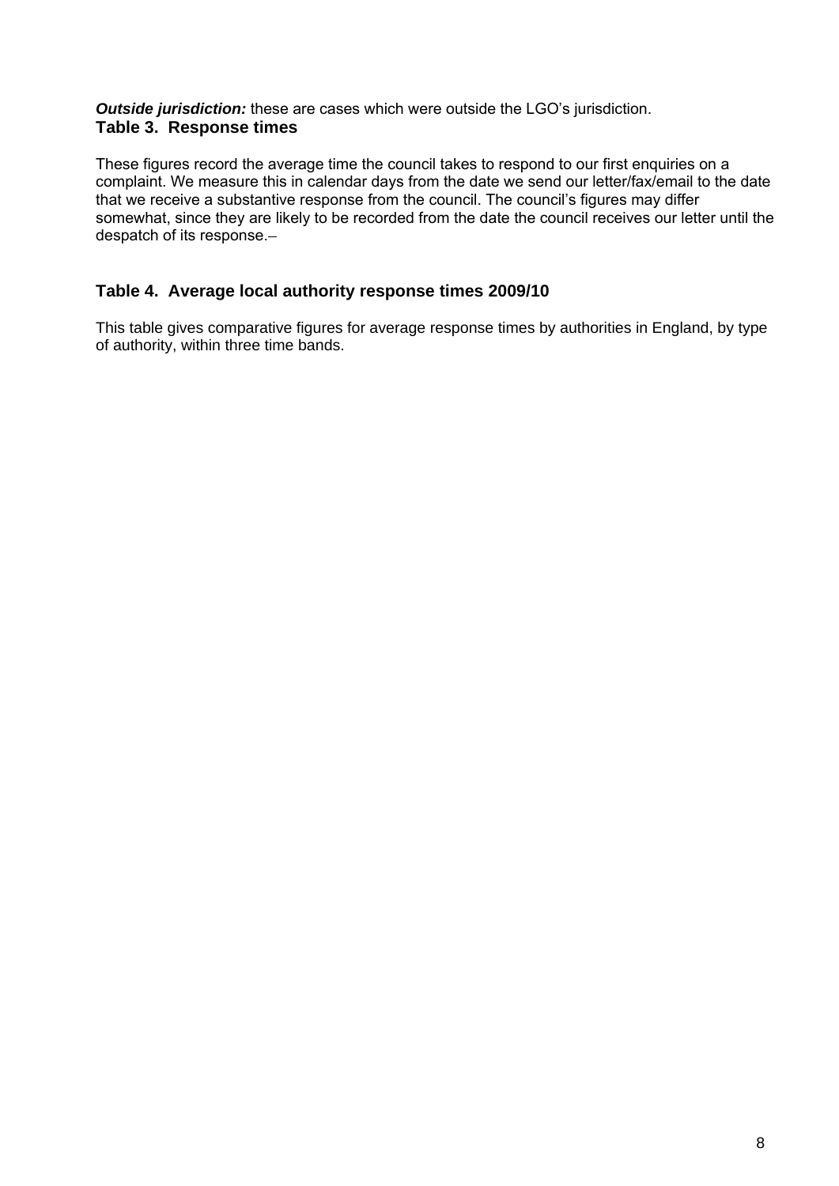***Outside jurisdiction:*** these are cases which were outside the LGO's jurisdiction.

### Table 3. Response times

These figures record the average time the council takes to respond to our first enquiries on a complaint. We measure this in calendar days from the date we send our letter/fax/email to the date that we receive a substantive response from the council. The council's figures may differ somewhat, since they are likely to be recorded from the date the council receives our letter until the despatch of its response.–

### Table 4. Average local authority response times 2009/10

This table gives comparative figures for average response times by authorities in England, by type of authority, within three time bands.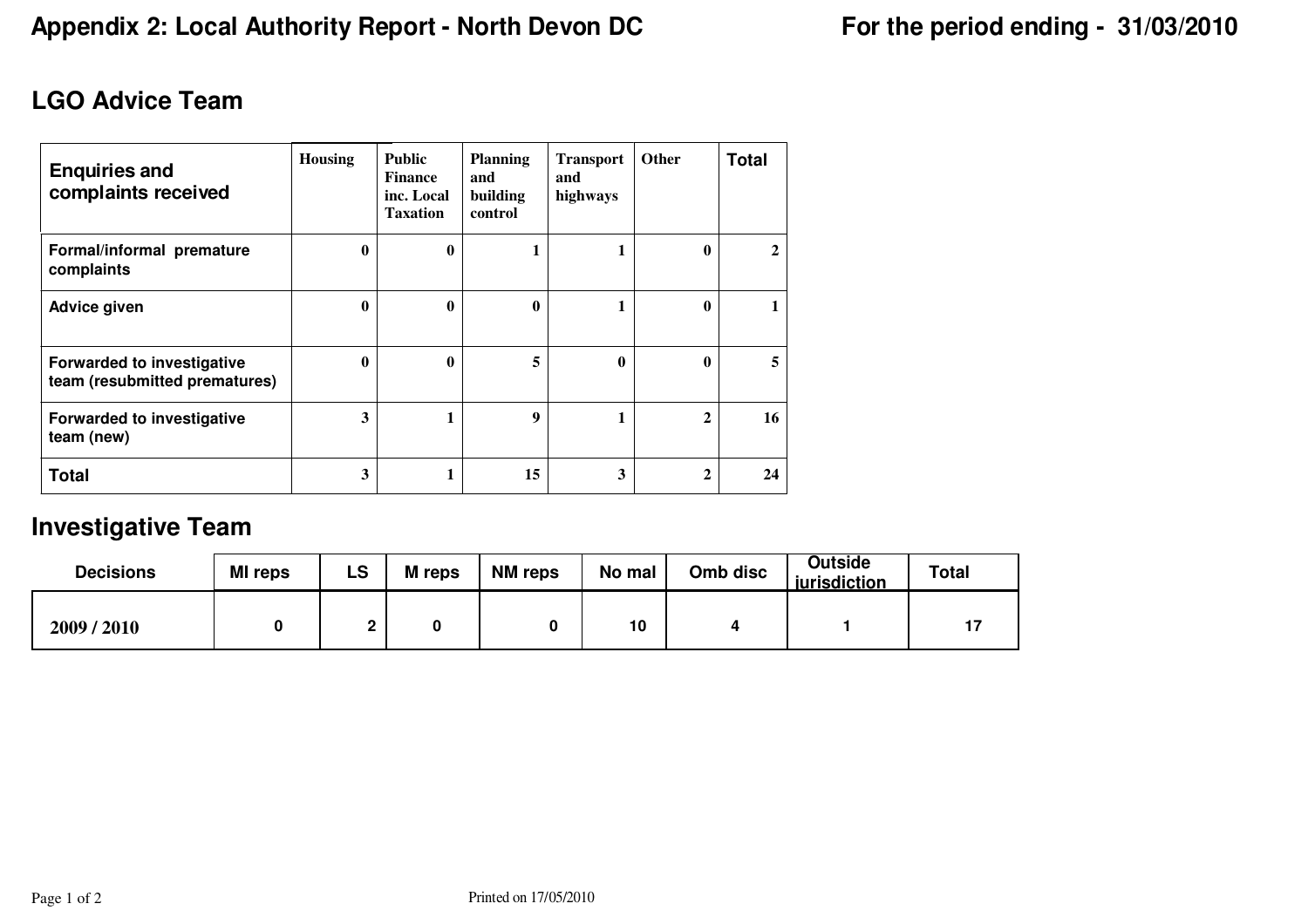# Appendix 2: Local Authority Report - North Devon DC

**For the period ending - 31/03/2010**

## LGO Advice Team

| Enquiries and complaints received | Housing | Public Finance inc. Local Taxation | Planning and building control | Transport and highways | Other | Total |
|---|---|---|---|---|---|---|
| Formal/informal premature complaints | 0 | 0 | 1 | 1 | 0 | 2 |
| Advice given | 0 | 0 | 0 | 1 | 0 | 1 |
| Forwarded to investigative team (resubmitted prematures) | 0 | 0 | 5 | 0 | 0 | 5 |
| Forwarded to investigative team (new) | 3 | 1 | 9 | 1 | 2 | 16 |
| Total | 3 | 1 | 15 | 3 | 2 | 24 |

## Investigative Team

| Decisions | MI reps | LS | M reps | NM reps | No mal | Omb disc | Outside jurisdiction | Total |
|---|---|---|---|---|---|---|---|---|
| 2009 / 2010 | 0 | 2 | 0 | 0 | 10 | 4 | 1 | 17 |

Printed on 17/05/2010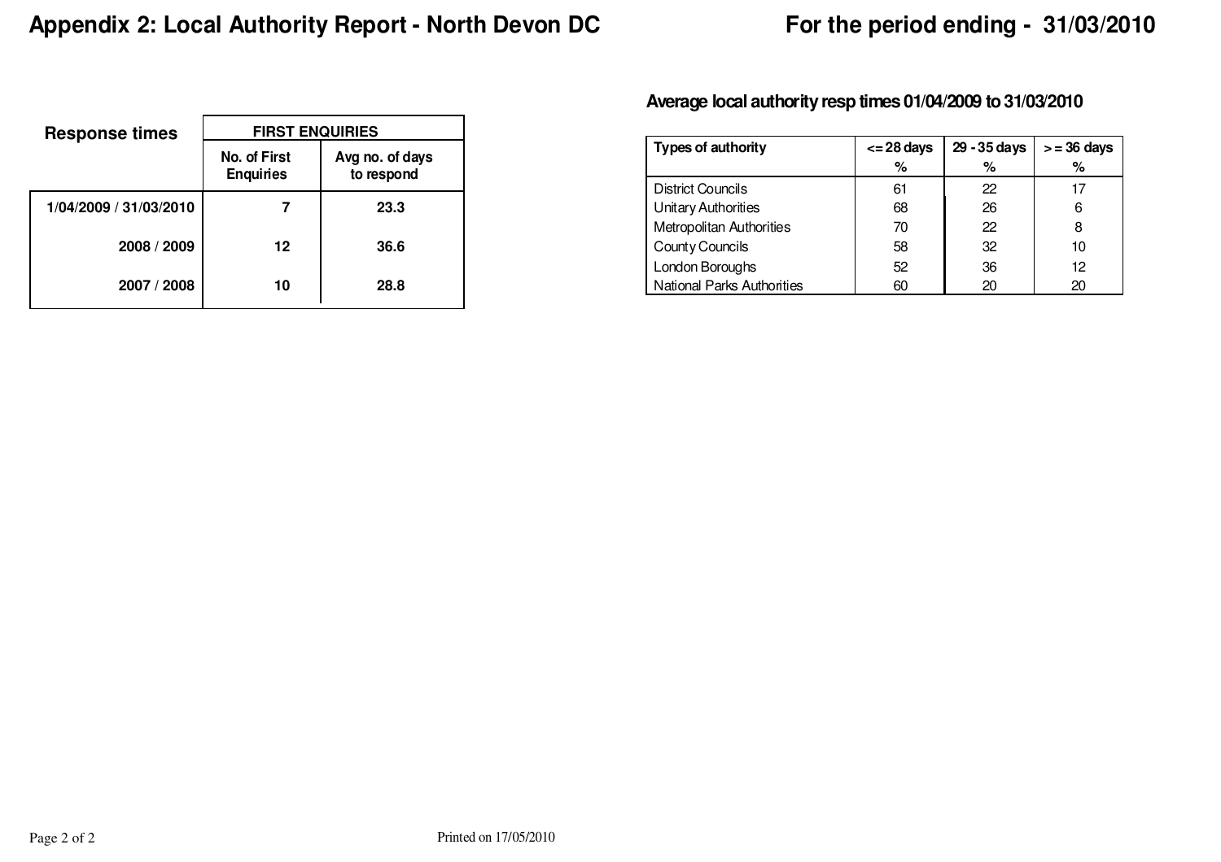# Appendix 2: Local Authority Report - North Devon DC

**For the period ending - 31/03/2010**

| Response times | FIRST ENQUIRIES | |
|---|---|---|
| | No. of First Enquiries | Avg no. of days to respond |
| 1/04/2009 / 31/03/2010 | 7 | 23.3 |
| 2008 / 2009 | 12 | 36.6 |
| 2007 / 2008 | 10 | 28.8 |

**Average local authority resp times 01/04/2009 to 31/03/2010**

| Types of authority | <= 28 days % | 29 - 35 days % | > = 36 days % |
|---|---|---|---|
| District Councils | 61 | 22 | 17 |
| Unitary Authorities | 68 | 26 | 6 |
| Metropolitan Authorities | 70 | 22 | 8 |
| County Councils | 58 | 32 | 10 |
| London Boroughs | 52 | 36 | 12 |
| National Parks Authorities | 60 | 20 | 20 |

Printed on 17/05/2010